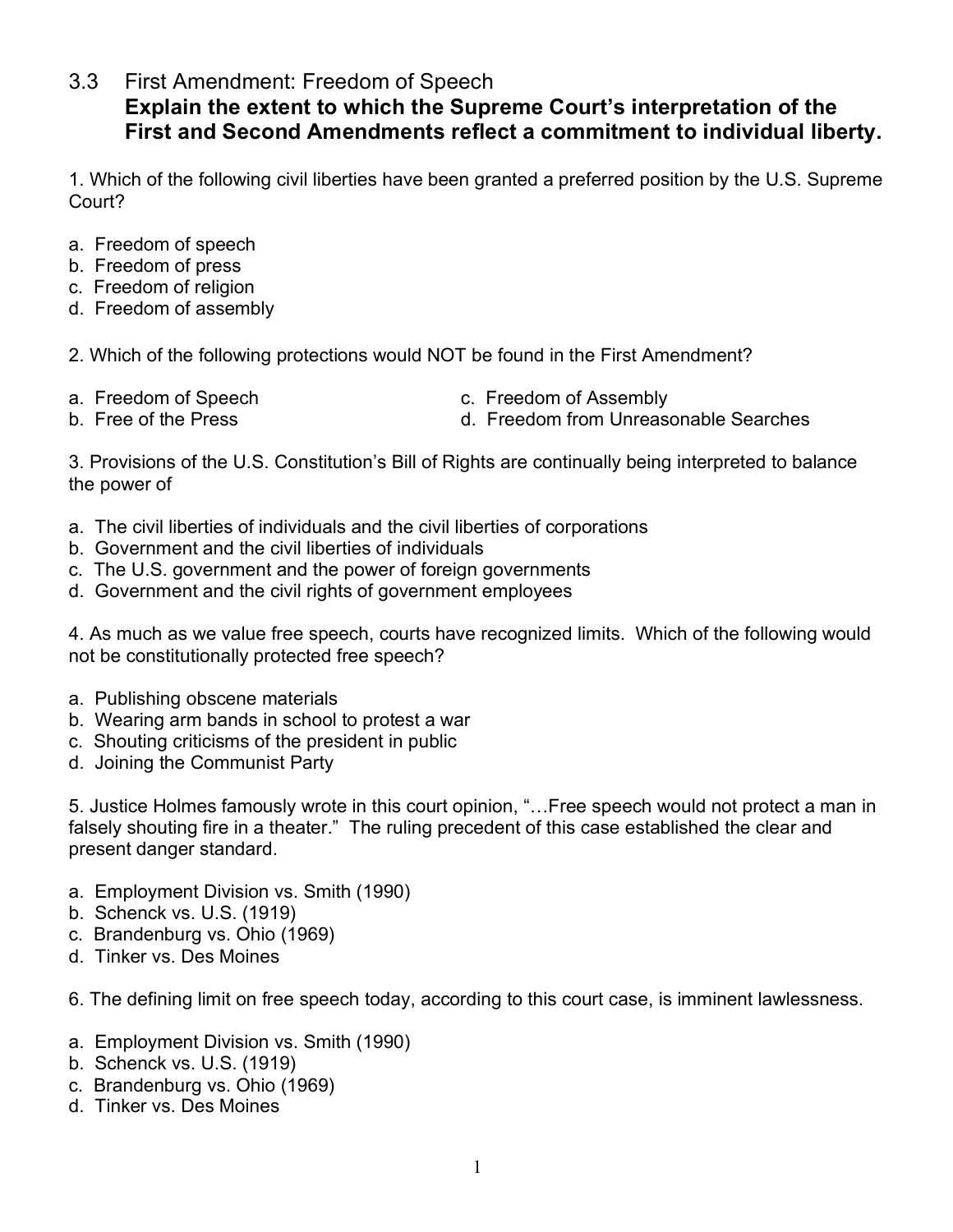# 3.3 First Amendment: Freedom of Speech

**Explain the extent to which the Supreme Court's interpretation of the First and Second Amendments reflect a commitment to individual liberty.**

1. Which of the following civil liberties have been granted a preferred position by the U.S. Supreme Court?

a. Freedom of speech
b. Freedom of press
c. Freedom of religion
d. Freedom of assembly

2. Which of the following protections would NOT be found in the First Amendment?

a. Freedom of Speech
b. Free of the Press
c. Freedom of Assembly
d. Freedom from Unreasonable Searches

3. Provisions of the U.S. Constitution's Bill of Rights are continually being interpreted to balance the power of

a. The civil liberties of individuals and the civil liberties of corporations
b. Government and the civil liberties of individuals
c. The U.S. government and the power of foreign governments
d. Government and the civil rights of government employees

4. As much as we value free speech, courts have recognized limits. Which of the following would not be constitutionally protected free speech?

a. Publishing obscene materials
b. Wearing arm bands in school to protest a war
c. Shouting criticisms of the president in public
d. Joining the Communist Party

5. Justice Holmes famously wrote in this court opinion, "…Free speech would not protect a man in falsely shouting fire in a theater." The ruling precedent of this case established the clear and present danger standard.

a. Employment Division vs. Smith (1990)
b. Schenck vs. U.S. (1919)
c. Brandenburg vs. Ohio (1969)
d. Tinker vs. Des Moines

6. The defining limit on free speech today, according to this court case, is imminent lawlessness.

a. Employment Division vs. Smith (1990)
b. Schenck vs. U.S. (1919)
c. Brandenburg vs. Ohio (1969)
d. Tinker vs. Des Moines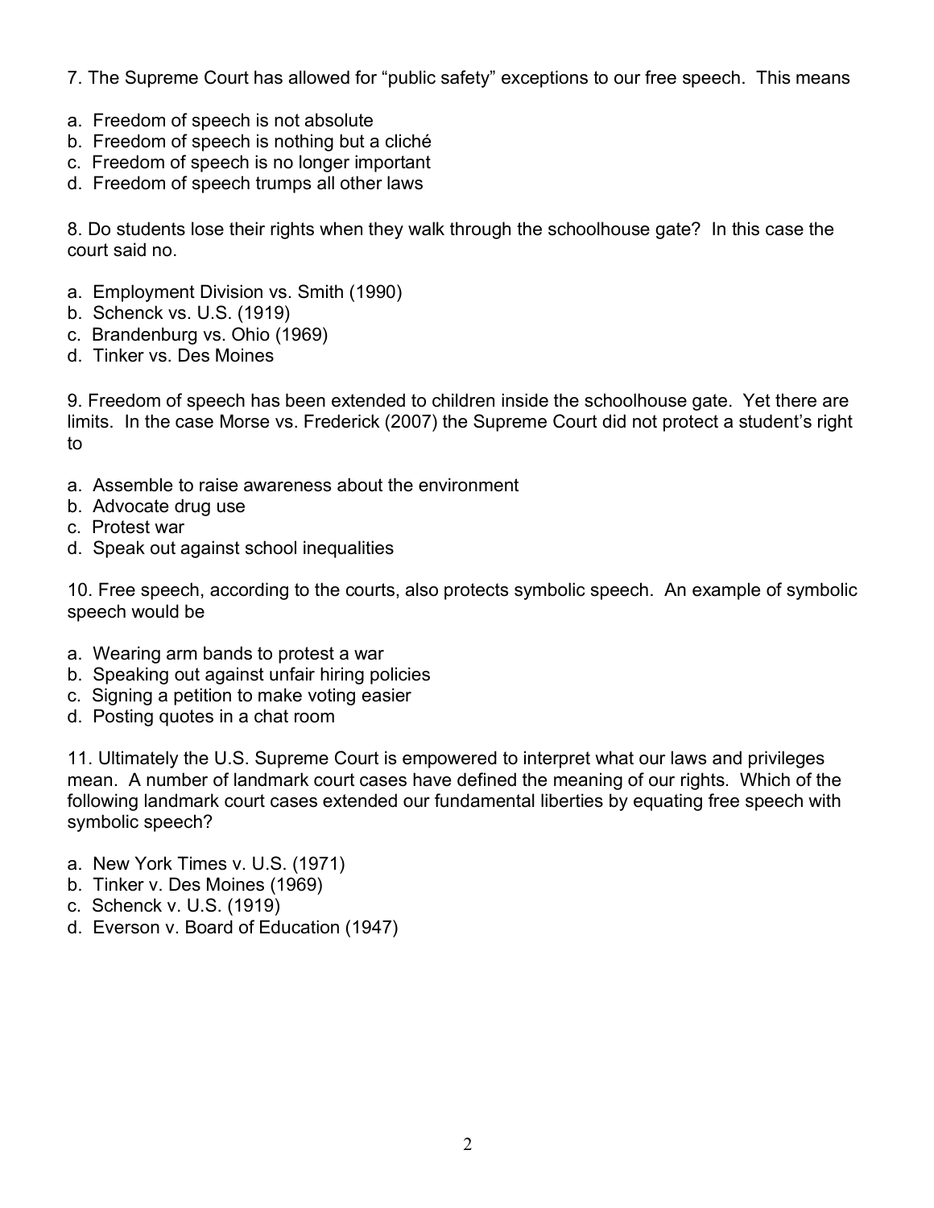7. The Supreme Court has allowed for "public safety" exceptions to our free speech. This means

a. Freedom of speech is not absolute
b. Freedom of speech is nothing but a cliché
c. Freedom of speech is no longer important
d. Freedom of speech trumps all other laws

8. Do students lose their rights when they walk through the schoolhouse gate? In this case the court said no.

a. Employment Division vs. Smith (1990)
b. Schenck vs. U.S. (1919)
c. Brandenburg vs. Ohio (1969)
d. Tinker vs. Des Moines

9. Freedom of speech has been extended to children inside the schoolhouse gate. Yet there are limits. In the case Morse vs. Frederick (2007) the Supreme Court did not protect a student's right to

a. Assemble to raise awareness about the environment
b. Advocate drug use
c. Protest war
d. Speak out against school inequalities

10. Free speech, according to the courts, also protects symbolic speech. An example of symbolic speech would be

a. Wearing arm bands to protest a war
b. Speaking out against unfair hiring policies
c. Signing a petition to make voting easier
d. Posting quotes in a chat room

11. Ultimately the U.S. Supreme Court is empowered to interpret what our laws and privileges mean. A number of landmark court cases have defined the meaning of our rights. Which of the following landmark court cases extended our fundamental liberties by equating free speech with symbolic speech?

a. New York Times v. U.S. (1971)
b. Tinker v. Des Moines (1969)
c. Schenck v. U.S. (1919)
d. Everson v. Board of Education (1947)